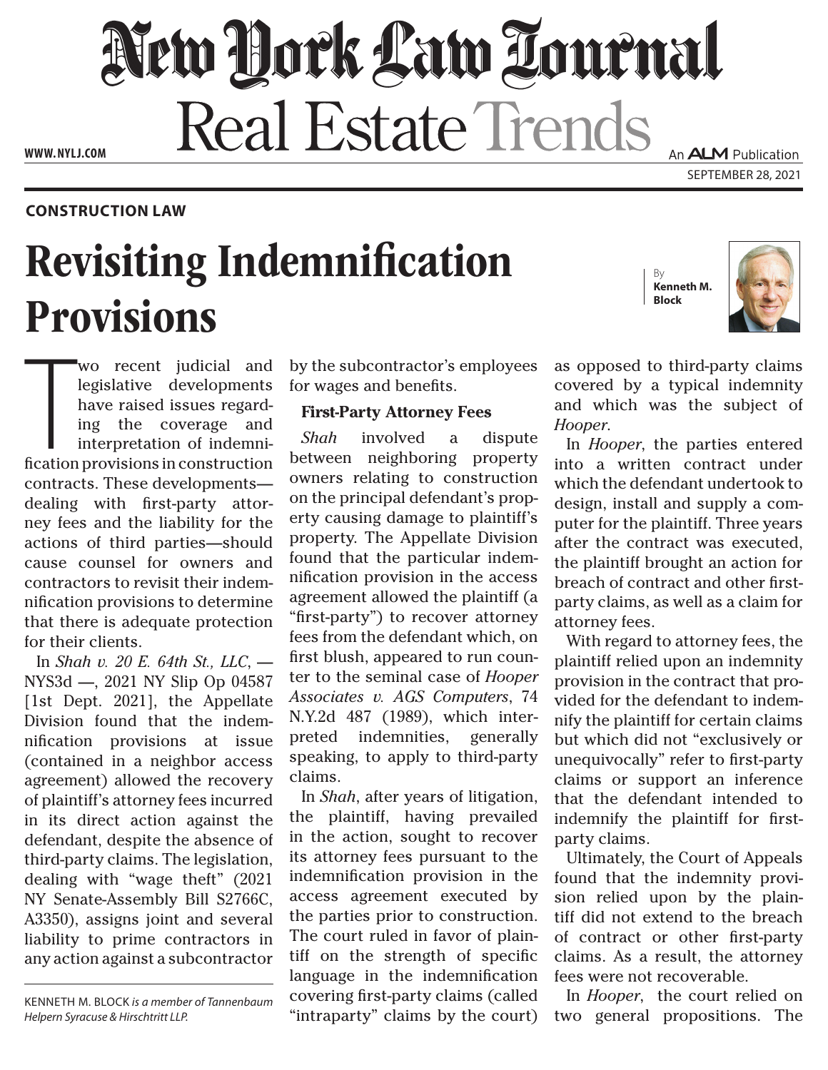# New York Law Journal

## Real Estate Trends

WWW.NYLJ.COM

An ALM Publication

SEPTEMBER 28, 2021

**CONSTRUCTION LAW**

# Revisiting Indemnification Provisions

By **Kenneth M. Block**

Two recent judicial and legislative developments have raised issues regarding the coverage and interpretation of indemnification provisions in construction contracts. These developments—dealing with first-party attorney fees and the liability for the actions of third parties—should cause counsel for owners and contractors to revisit their indemnification provisions to determine that there is adequate protection for their clients.

In *Shah v. 20 E. 64th St., LLC*, — NYS3d —, 2021 NY Slip Op 04587 [1st Dept. 2021], the Appellate Division found that the indemnification provisions at issue (contained in a neighbor access agreement) allowed the recovery of plaintiff's attorney fees incurred in its direct action against the defendant, despite the absence of third-party claims. The legislation, dealing with "wage theft" (2021 NY Senate-Assembly Bill S2766C, A3350), assigns joint and several liability to prime contractors in any action against a subcontractor by the subcontractor's employees for wages and benefits.

KENNETH M. BLOCK *is a member of Tannenbaum Helpern Syracuse & Hirschtritt LLP.*

### First-Party Attorney Fees

*Shah* involved a dispute between neighboring property owners relating to construction on the principal defendant's property causing damage to plaintiff's property. The Appellate Division found that the particular indemnification provision in the access agreement allowed the plaintiff (a "first-party") to recover attorney fees from the defendant which, on first blush, appeared to run counter to the seminal case of *Hooper Associates v. AGS Computers*, 74 N.Y.2d 487 (1989), which interpreted indemnities, generally speaking, to apply to third-party claims.

In *Shah*, after years of litigation, the plaintiff, having prevailed in the action, sought to recover its attorney fees pursuant to the indemnification provision in the access agreement executed by the parties prior to construction. The court ruled in favor of plaintiff on the strength of specific language in the indemnification covering first-party claims (called "intraparty" claims by the court) as opposed to third-party claims covered by a typical indemnity and which was the subject of *Hooper*.

In *Hooper*, the parties entered into a written contract under which the defendant undertook to design, install and supply a computer for the plaintiff. Three years after the contract was executed, the plaintiff brought an action for breach of contract and other first-party claims, as well as a claim for attorney fees.

With regard to attorney fees, the plaintiff relied upon an indemnity provision in the contract that provided for the defendant to indemnify the plaintiff for certain claims but which did not "exclusively or unequivocally" refer to first-party claims or support an inference that the defendant intended to indemnify the plaintiff for first-party claims.

Ultimately, the Court of Appeals found that the indemnity provision relied upon by the plaintiff did not extend to the breach of contract or other first-party claims. As a result, the attorney fees were not recoverable.

In *Hooper*, the court relied on two general propositions. The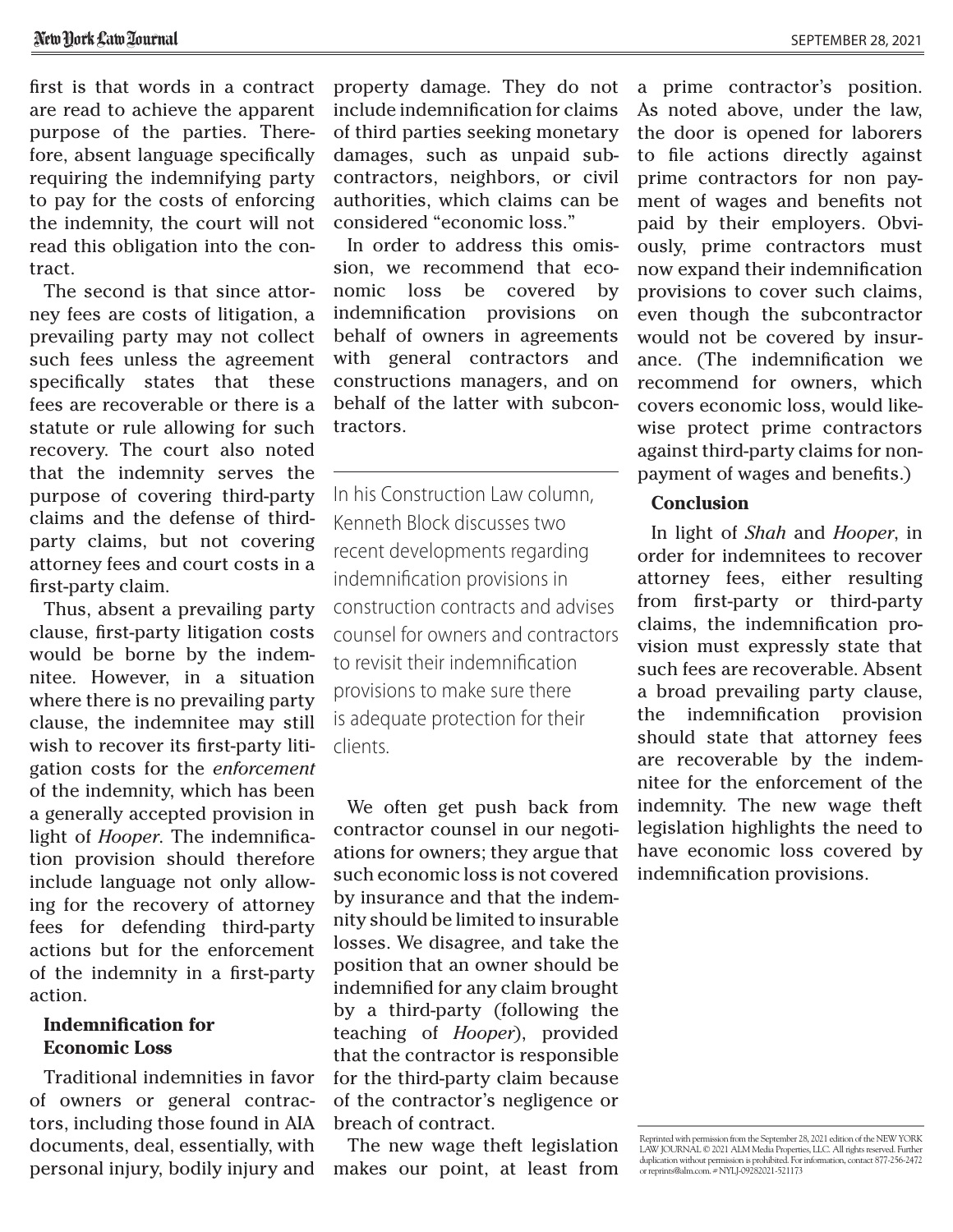first is that words in a contract are read to achieve the apparent purpose of the parties. Therefore, absent language specifically requiring the indemnifying party to pay for the costs of enforcing the indemnity, the court will not read this obligation into the contract.

The second is that since attorney fees are costs of litigation, a prevailing party may not collect such fees unless the agreement specifically states that these fees are recoverable or there is a statute or rule allowing for such recovery. The court also noted that the indemnity serves the purpose of covering third-party claims and the defense of third-party claims, but not covering attorney fees and court costs in a first-party claim.

Thus, absent a prevailing party clause, first-party litigation costs would be borne by the indemnitee. However, in a situation where there is no prevailing party clause, the indemnitee may still wish to recover its first-party litigation costs for the *enforcement* of the indemnity, which has been a generally accepted provision in light of *Hooper*. The indemnification provision should therefore include language not only allowing for the recovery of attorney fees for defending third-party actions but for the enforcement of the indemnity in a first-party action.

### Indemnification for Economic Loss

Traditional indemnities in favor of owners or general contractors, including those found in AIA documents, deal, essentially, with personal injury, bodily injury and property damage. They do not include indemnification for claims of third parties seeking monetary damages, such as unpaid subcontractors, neighbors, or civil authorities, which claims can be considered "economic loss."

In order to address this omission, we recommend that economic loss be covered by indemnification provisions on behalf of owners in agreements with general contractors and constructions managers, and on behalf of the latter with subcontractors.

In his Construction Law column, Kenneth Block discusses two recent developments regarding indemnification provisions in construction contracts and advises counsel for owners and contractors to revisit their indemnification provisions to make sure there is adequate protection for their clients.

We often get push back from contractor counsel in our negotiations for owners; they argue that such economic loss is not covered by insurance and that the indemnity should be limited to insurable losses. We disagree, and take the position that an owner should be indemnified for any claim brought by a third-party (following the teaching of *Hooper*), provided that the contractor is responsible for the third-party claim because of the contractor's negligence or breach of contract.

The new wage theft legislation makes our point, at least from a prime contractor's position. As noted above, under the law, the door is opened for laborers to file actions directly against prime contractors for non payment of wages and benefits not paid by their employers. Obviously, prime contractors must now expand their indemnification provisions to cover such claims, even though the subcontractor would not be covered by insurance. (The indemnification we recommend for owners, which covers economic loss, would likewise protect prime contractors against third-party claims for nonpayment of wages and benefits.)

### Conclusion

In light of *Shah* and *Hooper*, in order for indemnitees to recover attorney fees, either resulting from first-party or third-party claims, the indemnification provision must expressly state that such fees are recoverable. Absent a broad prevailing party clause, the indemnification provision should state that attorney fees are recoverable by the indemnitee for the enforcement of the indemnity. The new wage theft legislation highlights the need to have economic loss covered by indemnification provisions.

Reprinted with permission from the September 28, 2021 edition of the NEW YORK LAW JOURNAL © 2021 ALM Media Properties, LLC. All rights reserved. Further duplication without permission is prohibited. For information, contact 877-256-2472 or reprints@alm.com. # NYLJ-09282021-521173